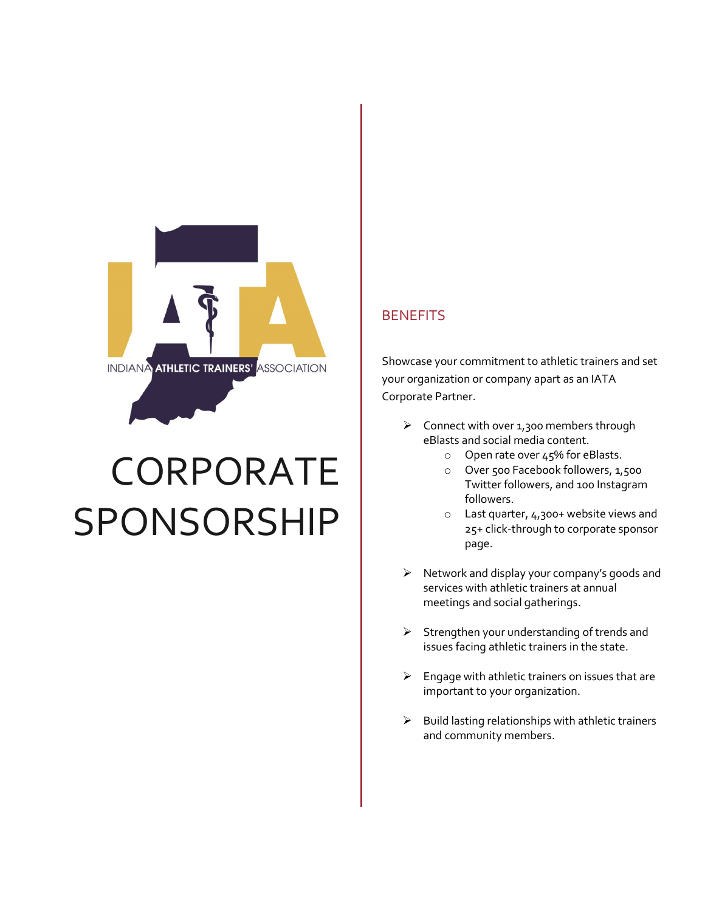INDIANA ATHLETIC TRAINERS' ASSOCIATION

# CORPORATE SPONSORSHIP

## BENEFITS

Showcase your commitment to athletic trainers and set your organization or company apart as an IATA Corporate Partner.

- Connect with over 1,300 members through eBlasts and social media content.
  - Open rate over 45% for eBlasts.
  - Over 500 Facebook followers, 1,500 Twitter followers, and 100 Instagram followers.
  - Last quarter, 4,300+ website views and 25+ click-through to corporate sponsor page.
- Network and display your company's goods and services with athletic trainers at annual meetings and social gatherings.
- Strengthen your understanding of trends and issues facing athletic trainers in the state.
- Engage with athletic trainers on issues that are important to your organization.
- Build lasting relationships with athletic trainers and community members.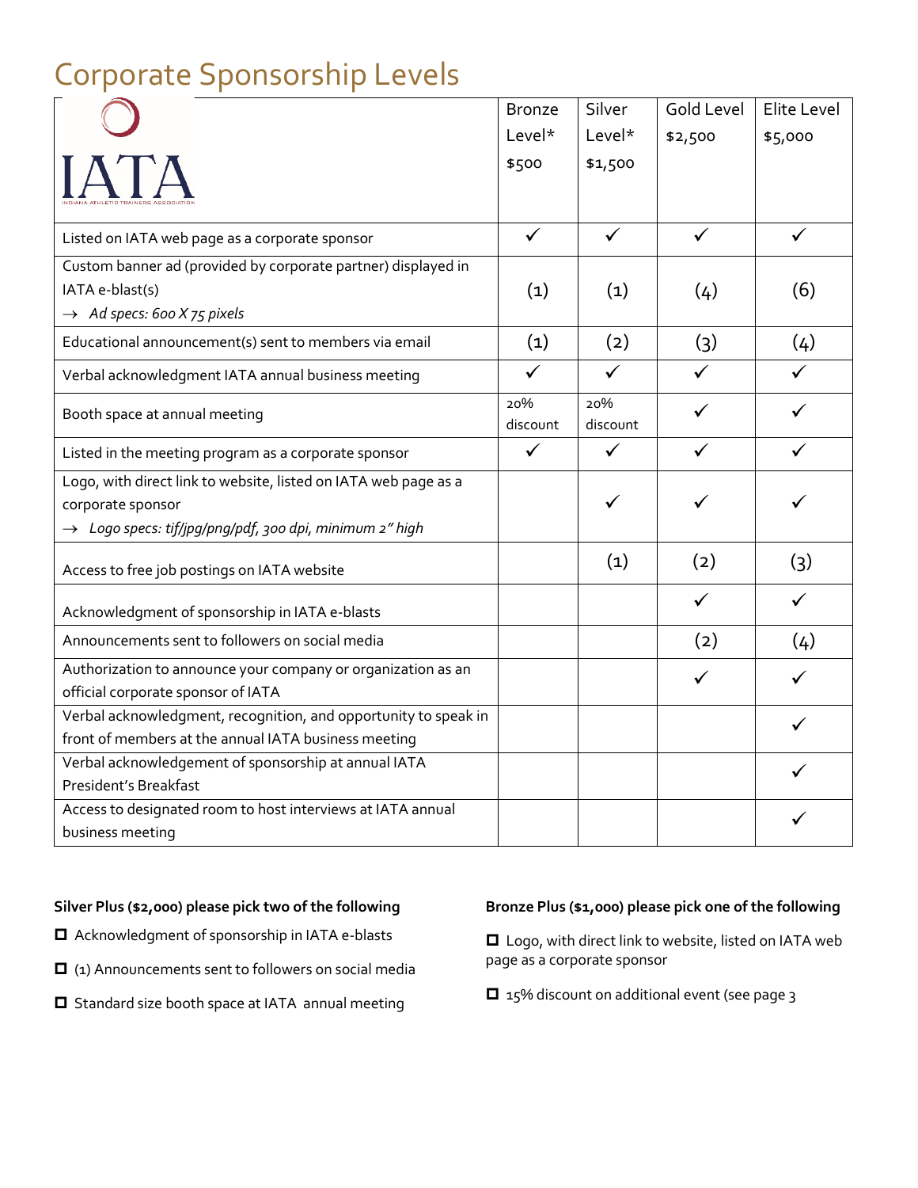# Corporate Sponsorship Levels

| IATA INDIANA ATHLETIC TRAINERS ASSOCIATION | Bronze Level* $500 | Silver Level* $1,500 | Gold Level $2,500 | Elite Level $5,000 |
|---|---|---|---|---|
| Listed on IATA web page as a corporate sponsor | ✓ | ✓ | ✓ | ✓ |
| Custom banner ad (provided by corporate partner) displayed in IATA e-blast(s) → *Ad specs: 600 X 75 pixels* | (1) | (1) | (4) | (6) |
| Educational announcement(s) sent to members via email | (1) | (2) | (3) | (4) |
| Verbal acknowledgment IATA annual business meeting | ✓ | ✓ | ✓ | ✓ |
| Booth space at annual meeting | 20% discount | 20% discount | ✓ | ✓ |
| Listed in the meeting program as a corporate sponsor | ✓ | ✓ | ✓ | ✓ |
| Logo, with direct link to website, listed on IATA web page as a corporate sponsor → *Logo specs: tif/jpg/png/pdf, 300 dpi, minimum 2" high* | | ✓ | ✓ | ✓ |
| Access to free job postings on IATA website | | (1) | (2) | (3) |
| Acknowledgment of sponsorship in IATA e-blasts | | | ✓ | ✓ |
| Announcements sent to followers on social media | | | (2) | (4) |
| Authorization to announce your company or organization as an official corporate sponsor of IATA | | | ✓ | ✓ |
| Verbal acknowledgment, recognition, and opportunity to speak in front of members at the annual IATA business meeting | | | | ✓ |
| Verbal acknowledgement of sponsorship at annual IATA President's Breakfast | | | | ✓ |
| Access to designated room to host interviews at IATA annual business meeting | | | | ✓ |

**Silver Plus ($2,000) please pick two of the following**

- ☐ Acknowledgment of sponsorship in IATA e-blasts
- ☐ (1) Announcements sent to followers on social media
- ☐ Standard size booth space at IATA annual meeting

**Bronze Plus ($1,000) please pick one of the following**

- ☐ Logo, with direct link to website, listed on IATA web page as a corporate sponsor
- ☐ 15% discount on additional event (see page 3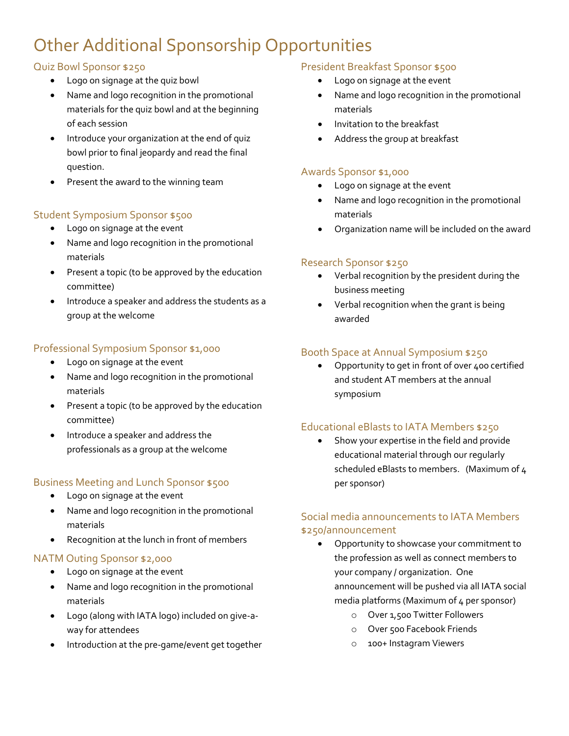# Other Additional Sponsorship Opportunities

## Quiz Bowl Sponsor $250

- Logo on signage at the quiz bowl
- Name and logo recognition in the promotional materials for the quiz bowl and at the beginning of each session
- Introduce your organization at the end of quiz bowl prior to final jeopardy and read the final question.
- Present the award to the winning team

## Student Symposium Sponsor $500

- Logo on signage at the event
- Name and logo recognition in the promotional materials
- Present a topic (to be approved by the education committee)
- Introduce a speaker and address the students as a group at the welcome

## Professional Symposium Sponsor $1,000

- Logo on signage at the event
- Name and logo recognition in the promotional materials
- Present a topic (to be approved by the education committee)
- Introduce a speaker and address the professionals as a group at the welcome

## Business Meeting and Lunch Sponsor $500

- Logo on signage at the event
- Name and logo recognition in the promotional materials
- Recognition at the lunch in front of members

## NATM Outing Sponsor $2,000

- Logo on signage at the event
- Name and logo recognition in the promotional materials
- Logo (along with IATA logo) included on give-a-way for attendees
- Introduction at the pre-game/event get together

## President Breakfast Sponsor $500

- Logo on signage at the event
- Name and logo recognition in the promotional materials
- Invitation to the breakfast
- Address the group at breakfast

## Awards Sponsor $1,000

- Logo on signage at the event
- Name and logo recognition in the promotional materials
- Organization name will be included on the award

## Research Sponsor $250

- Verbal recognition by the president during the business meeting
- Verbal recognition when the grant is being awarded

## Booth Space at Annual Symposium $250

- Opportunity to get in front of over 400 certified and student AT members at the annual symposium

## Educational eBlasts to IATA Members $250

- Show your expertise in the field and provide educational material through our regularly scheduled eBlasts to members. (Maximum of 4 per sponsor)

## Social media announcements to IATA Members $250/announcement

- Opportunity to showcase your commitment to the profession as well as connect members to your company / organization. One announcement will be pushed via all IATA social media platforms (Maximum of 4 per sponsor)
  - Over 1,500 Twitter Followers
  - Over 500 Facebook Friends
  - 100+ Instagram Viewers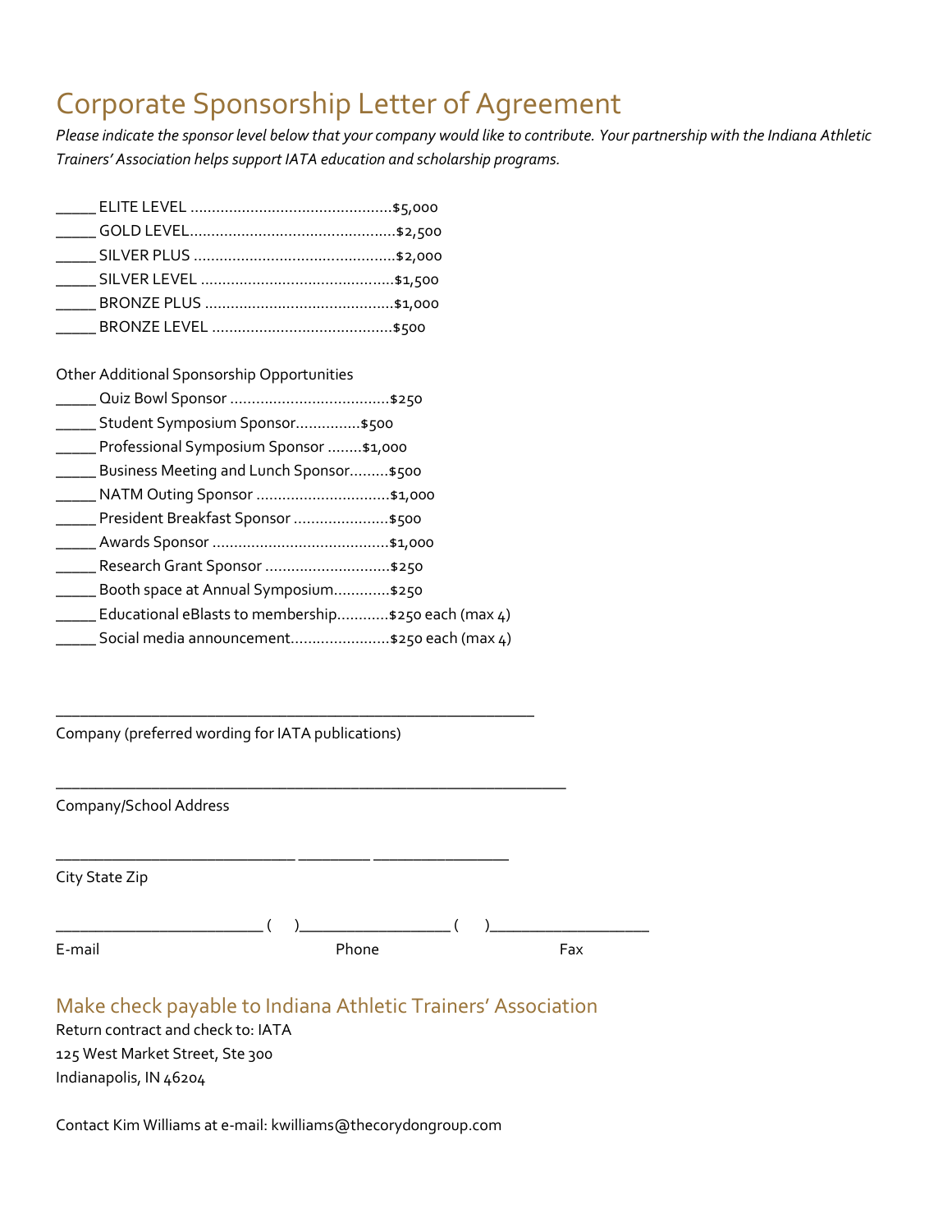# Corporate Sponsorship Letter of Agreement

*Please indicate the sponsor level below that your company would like to contribute. Your partnership with the Indiana Athletic Trainers' Association helps support IATA education and scholarship programs.*

_____ ELITE LEVEL ..............................................$5,000
_____ GOLD LEVEL...............................................$2,500
_____ SILVER PLUS ..............................................$2,000
_____ SILVER LEVEL ............................................$1,500
_____ BRONZE PLUS ...........................................$1,000
_____ BRONZE LEVEL .........................................$500

Other Additional Sponsorship Opportunities

_____ Quiz Bowl Sponsor ....................................$250
_____ Student Symposium Sponsor...............$500
_____ Professional Symposium Sponsor ........$1,000
_____ Business Meeting and Lunch Sponsor.........$500
_____ NATM Outing Sponsor ...............................$1,000
_____ President Breakfast Sponsor ......................$500
_____ Awards Sponsor .........................................$1,000
_____ Research Grant Sponsor .............................$250
_____ Booth space at Annual Symposium.............$250
_____ Educational eBlasts to membership............$250 each (max 4)
_____ Social media announcement.......................$250 each (max 4)

____________________________________________________________
Company (preferred wording for IATA publications)

________________________________________________________________
Company/School Address

______________________________ _________ _________________
City State Zip

__________________________ (     )___________________ (     )____________________
E-mail Phone Fax

## Make check payable to Indiana Athletic Trainers' Association

Return contract and check to: IATA
125 West Market Street, Ste 300
Indianapolis, IN 46204

Contact Kim Williams at e-mail: kwilliams@thecorydongroup.com